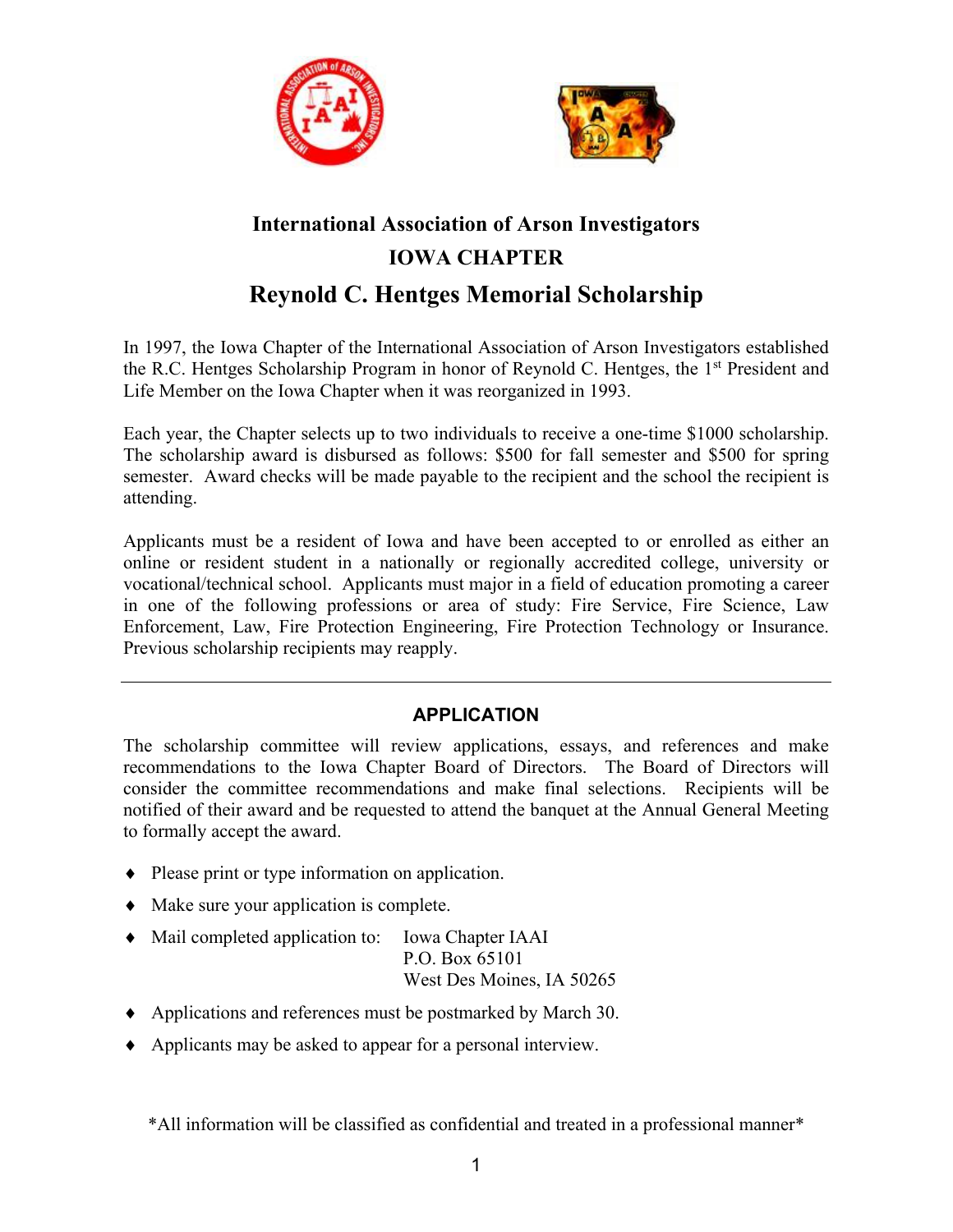# International Association of Arson Investigators

## IOWA CHAPTER

## Reynold C. Hentges Memorial Scholarship

In 1997, the Iowa Chapter of the International Association of Arson Investigators established the R.C. Hentges Scholarship Program in honor of Reynold C. Hentges, the 1st President and Life Member on the Iowa Chapter when it was reorganized in 1993.

Each year, the Chapter selects up to two individuals to receive a one-time $1000 scholarship. The scholarship award is disbursed as follows: $500 for fall semester and $500 for spring semester. Award checks will be made payable to the recipient and the school the recipient is attending.

Applicants must be a resident of Iowa and have been accepted to or enrolled as either an online or resident student in a nationally or regionally accredited college, university or vocational/technical school. Applicants must major in a field of education promoting a career in one of the following professions or area of study: Fire Service, Fire Science, Law Enforcement, Law, Fire Protection Engineering, Fire Protection Technology or Insurance. Previous scholarship recipients may reapply.

---

### APPLICATION

The scholarship committee will review applications, essays, and references and make recommendations to the Iowa Chapter Board of Directors. The Board of Directors will consider the committee recommendations and make final selections. Recipients will be notified of their award and be requested to attend the banquet at the Annual General Meeting to formally accept the award.

- Please print or type information on application.
- Make sure your application is complete.
- Mail completed application to: Iowa Chapter IAAI
  P.O. Box 65101
  West Des Moines, IA 50265
- Applications and references must be postmarked by March 30.
- Applicants may be asked to appear for a personal interview.

*All information will be classified as confidential and treated in a professional manner*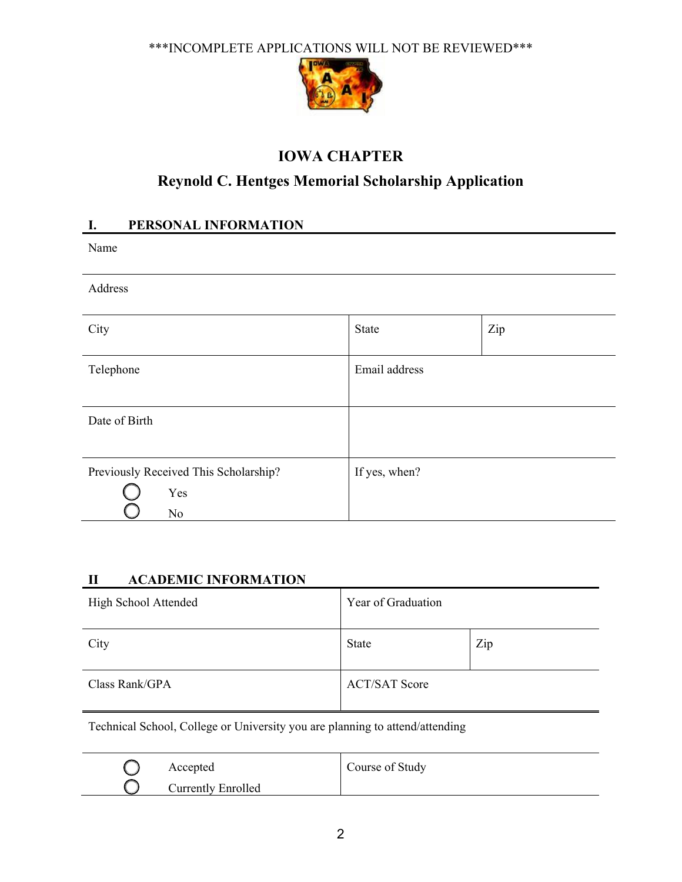***INCOMPLETE APPLICATIONS WILL NOT BE REVIEWED***

## IOWA CHAPTER

## Reynold C. Hentges Memorial Scholarship Application

### I. PERSONAL INFORMATION

| Name | | |
|---|---|---|
| Address | | |
| City | State | Zip |
| Telephone | Email address | |
| Date of Birth | | |
| Previously Received This Scholarship?<br>○ Yes<br>○ No | If yes, when? | |

### II ACADEMIC INFORMATION

| High School Attended | Year of Graduation | |
|---|---|---|
| City | State | Zip |
| Class Rank/GPA | ACT/SAT Score | |

Technical School, College or University you are planning to attend/attending

| ○ Accepted<br>○ Currently Enrolled | Course of Study |
|---|---|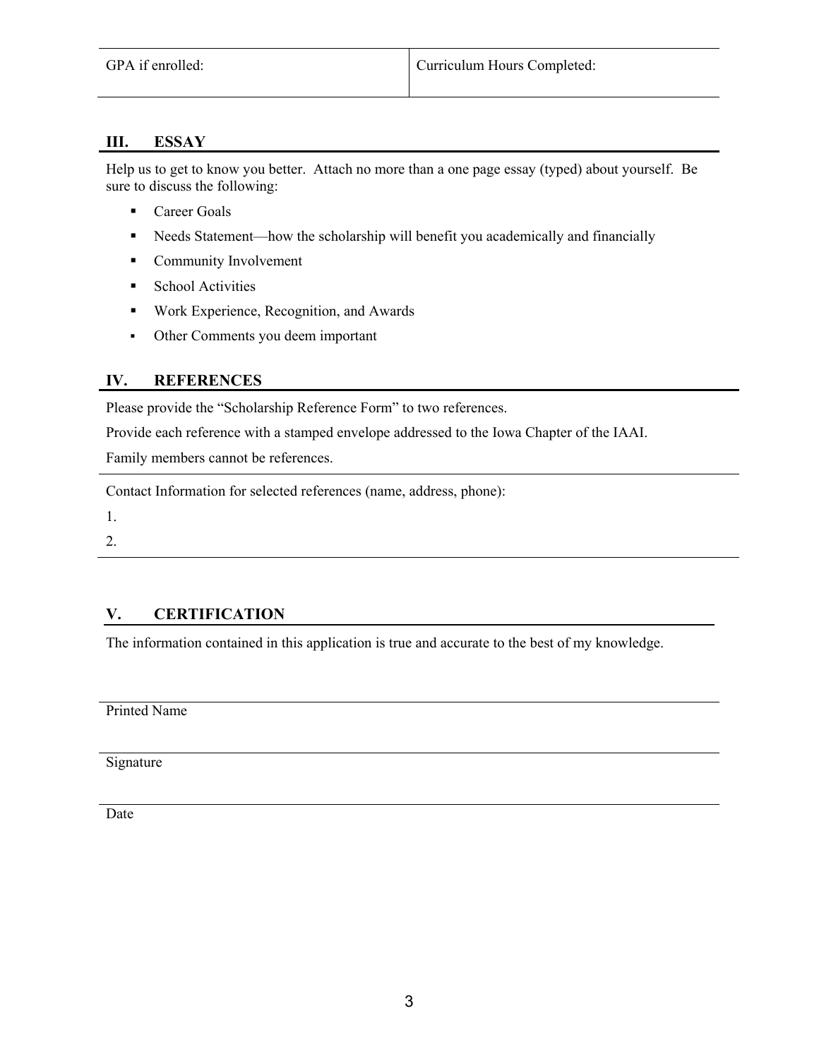| GPA if enrolled: | Curriculum Hours Completed: |
|---|---|

## III. ESSAY

Help us to get to know you better. Attach no more than a one page essay (typed) about yourself. Be sure to discuss the following:

- Career Goals
- Needs Statement—how the scholarship will benefit you academically and financially
- Community Involvement
- School Activities
- Work Experience, Recognition, and Awards
- Other Comments you deem important

## IV. REFERENCES

Please provide the "Scholarship Reference Form" to two references.

Provide each reference with a stamped envelope addressed to the Iowa Chapter of the IAAI.

Family members cannot be references.

Contact Information for selected references (name, address, phone):

1.

2.

## V. CERTIFICATION

The information contained in this application is true and accurate to the best of my knowledge.

Printed Name

Signature

Date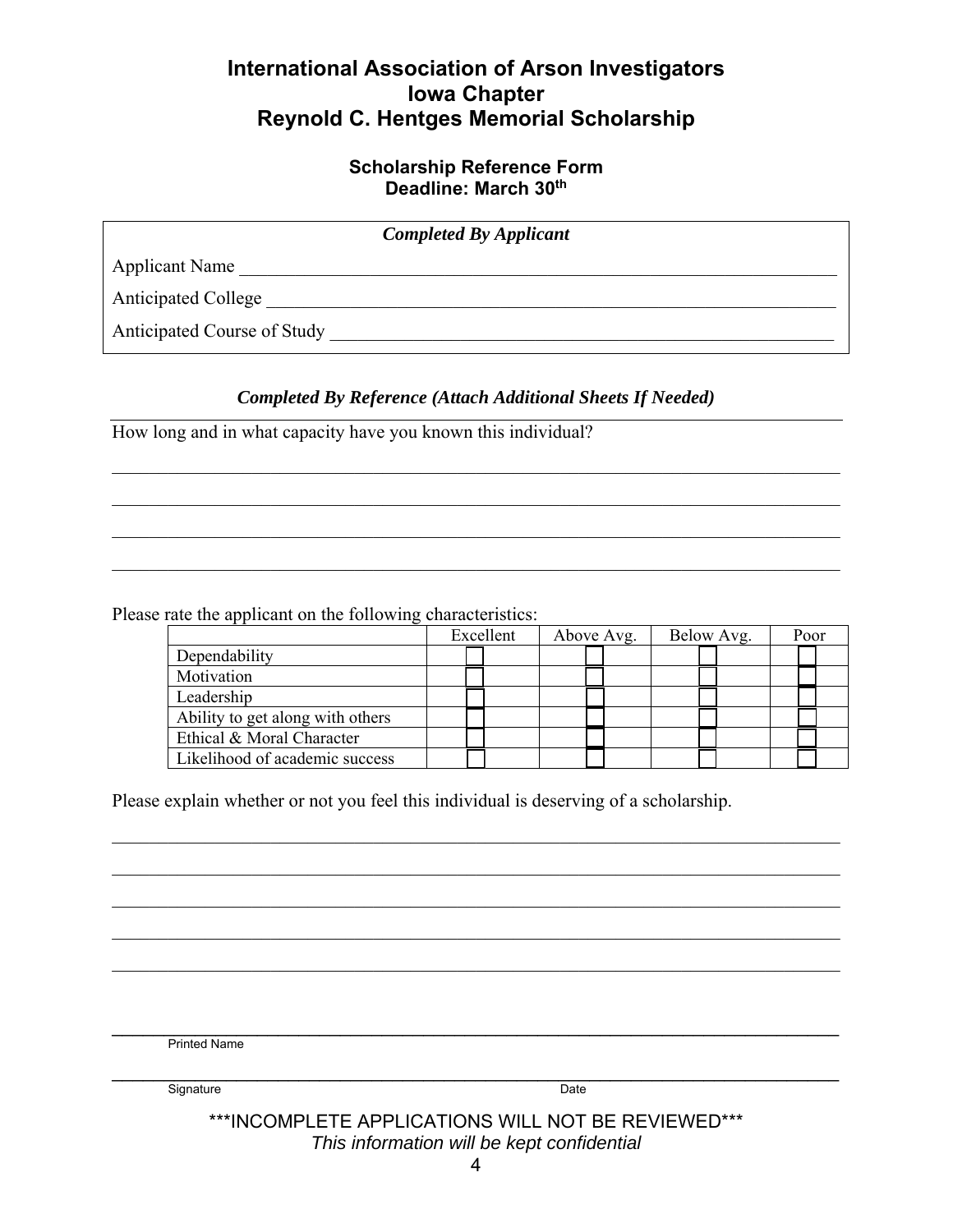# International Association of Arson Investigators
# Iowa Chapter
# Reynold C. Hentges Memorial Scholarship

### Scholarship Reference Form
### Deadline: March 30th

***Completed By Applicant***

Applicant Name ___________________________________________________________________

Anticipated College _______________________________________________________________

Anticipated Course of Study ________________________________________________________

***Completed By Reference (Attach Additional Sheets If Needed)***

How long and in what capacity have you known this individual?

_______________________________________________________________________________

_______________________________________________________________________________

_______________________________________________________________________________

_______________________________________________________________________________

Please rate the applicant on the following characteristics:

| | Excellent | Above Avg. | Below Avg. | Poor |
|---|---|---|---|---|
| Dependability | ☐ | ☐ | ☐ | ☐ |
| Motivation | ☐ | ☐ | ☐ | ☐ |
| Leadership | ☐ | ☐ | ☐ | ☐ |
| Ability to get along with others | ☐ | ☐ | ☐ | ☐ |
| Ethical & Moral Character | ☐ | ☐ | ☐ | ☐ |
| Likelihood of academic success | ☐ | ☐ | ☐ | ☐ |

Please explain whether or not you feel this individual is deserving of a scholarship.

_______________________________________________________________________________

_______________________________________________________________________________

_______________________________________________________________________________

_______________________________________________________________________________

_______________________________________________________________________________

_______________________________________________________________________________
Printed Name

_______________________________________________________________________________
Signature Date

***INCOMPLETE APPLICATIONS WILL NOT BE REVIEWED***

*This information will be kept confidential*